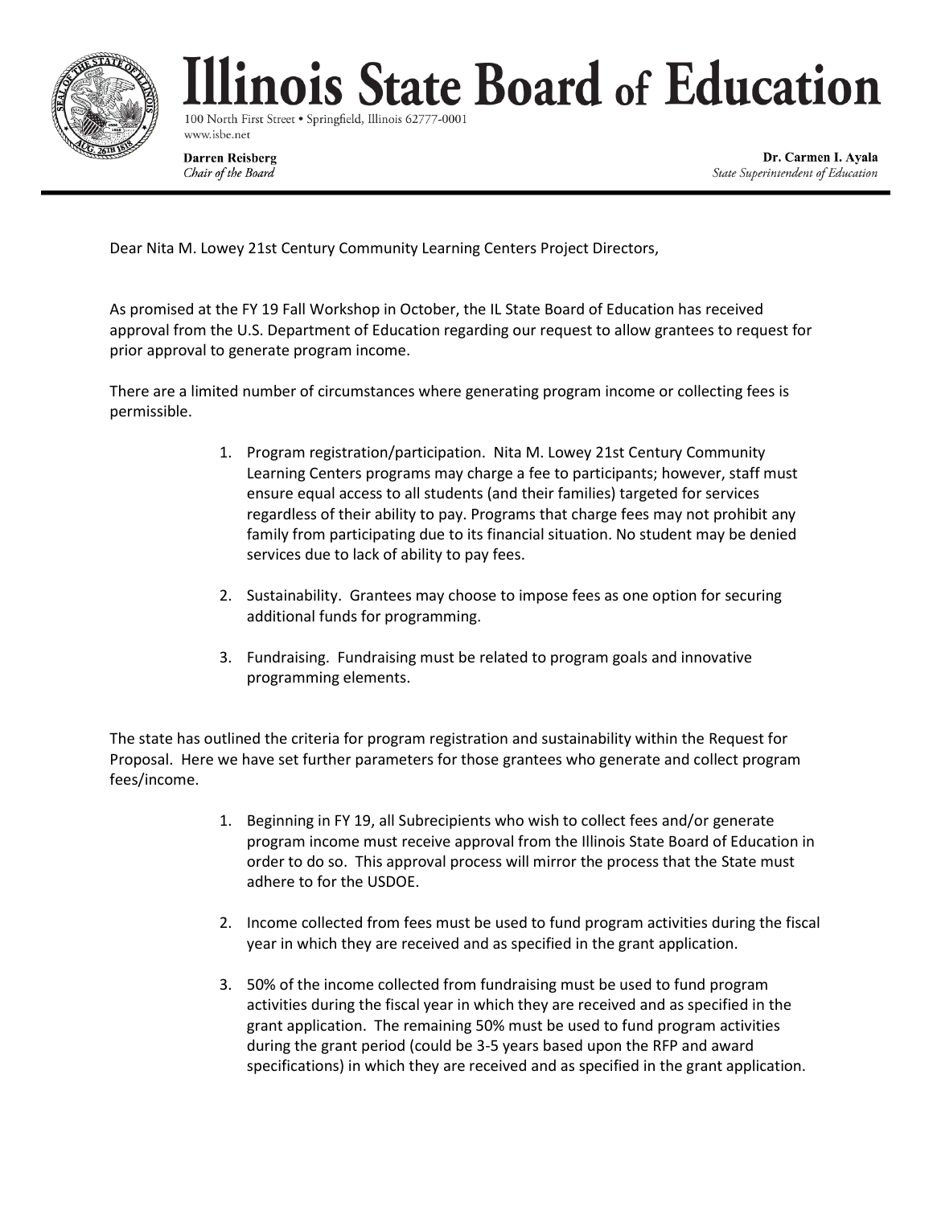# Illinois State Board of Education

100 North First Street • Springfield, Illinois 62777-0001
www.isbe.net

**Darren Reisberg**
*Chair of the Board*

**Dr. Carmen I. Ayala**
*State Superintendent of Education*

---

Dear Nita M. Lowey 21st Century Community Learning Centers Project Directors,

As promised at the FY 19 Fall Workshop in October, the IL State Board of Education has received approval from the U.S. Department of Education regarding our request to allow grantees to request for prior approval to generate program income.

There are a limited number of circumstances where generating program income or collecting fees is permissible.

1. Program registration/participation. Nita M. Lowey 21st Century Community Learning Centers programs may charge a fee to participants; however, staff must ensure equal access to all students (and their families) targeted for services regardless of their ability to pay. Programs that charge fees may not prohibit any family from participating due to its financial situation. No student may be denied services due to lack of ability to pay fees.

2. Sustainability. Grantees may choose to impose fees as one option for securing additional funds for programming.

3. Fundraising. Fundraising must be related to program goals and innovative programming elements.

The state has outlined the criteria for program registration and sustainability within the Request for Proposal. Here we have set further parameters for those grantees who generate and collect program fees/income.

1. Beginning in FY 19, all Subrecipients who wish to collect fees and/or generate program income must receive approval from the Illinois State Board of Education in order to do so. This approval process will mirror the process that the State must adhere to for the USDOE.

2. Income collected from fees must be used to fund program activities during the fiscal year in which they are received and as specified in the grant application.

3. 50% of the income collected from fundraising must be used to fund program activities during the fiscal year in which they are received and as specified in the grant application. The remaining 50% must be used to fund program activities during the grant period (could be 3-5 years based upon the RFP and award specifications) in which they are received and as specified in the grant application.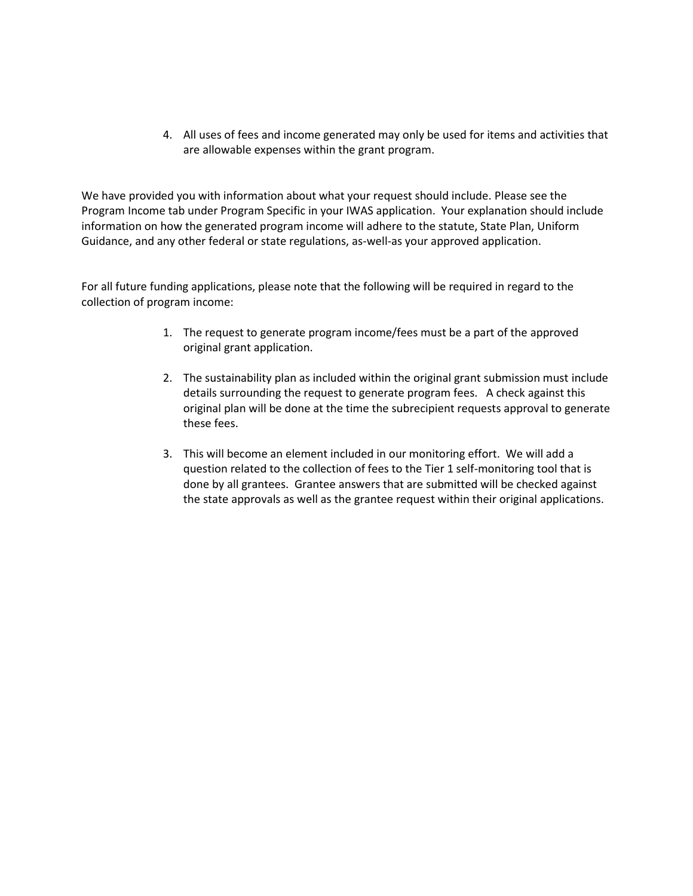4. All uses of fees and income generated may only be used for items and activities that are allowable expenses within the grant program.

We have provided you with information about what your request should include. Please see the Program Income tab under Program Specific in your IWAS application. Your explanation should include information on how the generated program income will adhere to the statute, State Plan, Uniform Guidance, and any other federal or state regulations, as-well-as your approved application.

For all future funding applications, please note that the following will be required in regard to the collection of program income:

1. The request to generate program income/fees must be a part of the approved original grant application.

2. The sustainability plan as included within the original grant submission must include details surrounding the request to generate program fees. A check against this original plan will be done at the time the subrecipient requests approval to generate these fees.

3. This will become an element included in our monitoring effort. We will add a question related to the collection of fees to the Tier 1 self-monitoring tool that is done by all grantees. Grantee answers that are submitted will be checked against the state approvals as well as the grantee request within their original applications.